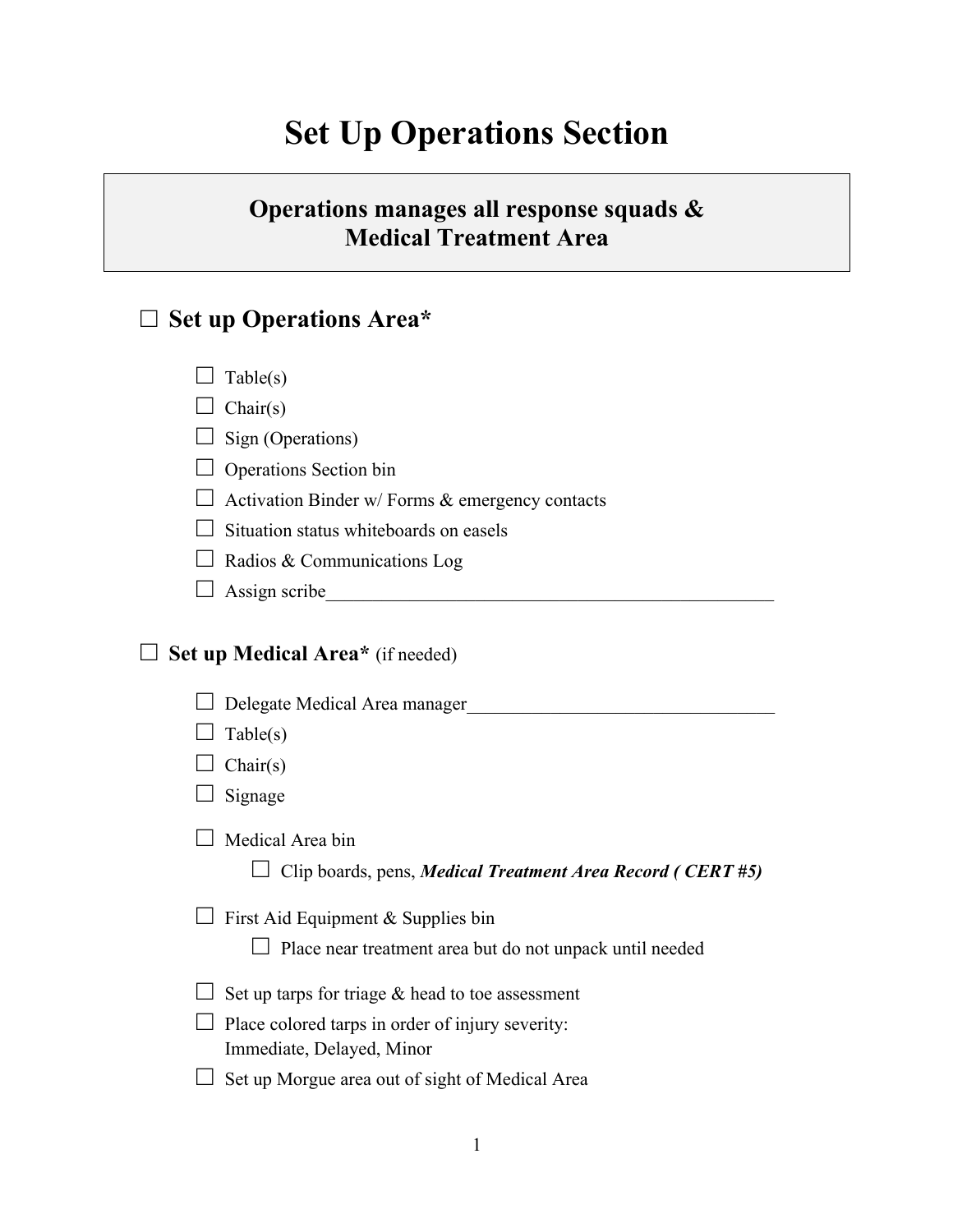# Set Up Operations Section

**Operations manages all response squads & Medical Treatment Area**

## ☐ Set up Operations Area*

- ☐ Table(s)
- ☐ Chair(s)
- ☐ Sign (Operations)
- ☐ Operations Section bin
- ☐ Activation Binder w/ Forms & emergency contacts
- ☐ Situation status whiteboards on easels
- ☐ Radios & Communications Log
- ☐ Assign scribe_______________________________________________

## ☐ Set up Medical Area* (if needed)

- ☐ Delegate Medical Area manager_________________________________
- ☐ Table(s)
- ☐ Chair(s)
- ☐ Signage
- ☐ Medical Area bin
  - ☐ Clip boards, pens, ***Medical Treatment Area Record ( CERT #5)***
- ☐ First Aid Equipment & Supplies bin
  - ☐ Place near treatment area but do not unpack until needed
- ☐ Set up tarps for triage & head to toe assessment
- ☐ Place colored tarps in order of injury severity: Immediate, Delayed, Minor
- ☐ Set up Morgue area out of sight of Medical Area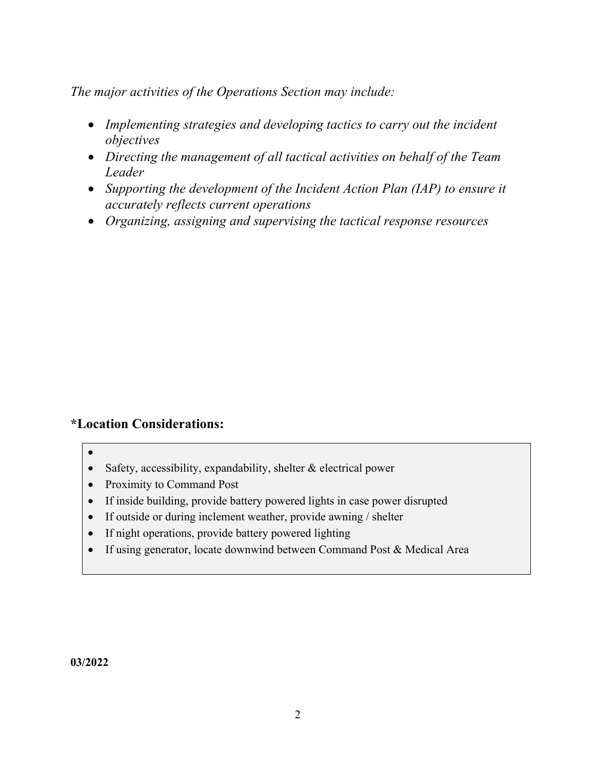*The major activities of the Operations Section may include:*

- *Implementing strategies and developing tactics to carry out the incident objectives*
- *Directing the management of all tactical activities on behalf of the Team Leader*
- *Supporting the development of the Incident Action Plan (IAP) to ensure it accurately reflects current operations*
- *Organizing, assigning and supervising the tactical response resources*

**\*Location Considerations:**

- 
- Safety, accessibility, expandability, shelter & electrical power
- Proximity to Command Post
- If inside building, provide battery powered lights in case power disrupted
- If outside or during inclement weather, provide awning / shelter
- If night operations, provide battery powered lighting
- If using generator, locate downwind between Command Post & Medical Area

**03/2022**